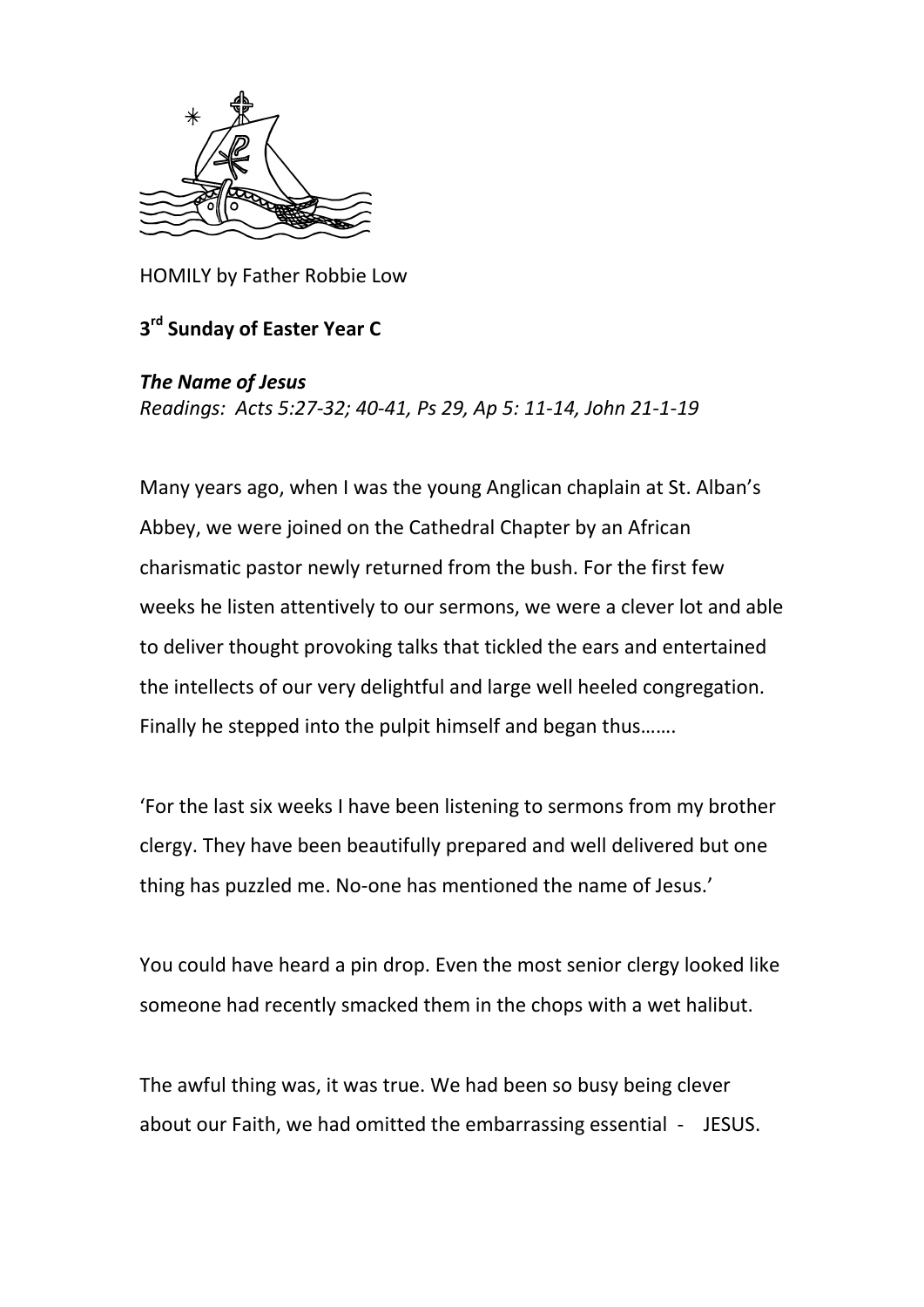HOMILY by Father Robbie Low

**3rd Sunday of Easter Year C**

***The Name of Jesus***

*Readings: Acts 5:27-32; 40-41, Ps 29, Ap 5: 11-14, John 21-1-19*

Many years ago, when I was the young Anglican chaplain at St. Alban's Abbey, we were joined on the Cathedral Chapter by an African charismatic pastor newly returned from the bush. For the first few weeks he listen attentively to our sermons, we were a clever lot and able to deliver thought provoking talks that tickled the ears and entertained the intellects of our very delightful and large well heeled congregation. Finally he stepped into the pulpit himself and began thus…….

'For the last six weeks I have been listening to sermons from my brother clergy. They have been beautifully prepared and well delivered but one thing has puzzled me. No-one has mentioned the name of Jesus.'

You could have heard a pin drop. Even the most senior clergy looked like someone had recently smacked them in the chops with a wet halibut.

The awful thing was, it was true. We had been so busy being clever about our Faith, we had omitted the embarrassing essential - JESUS.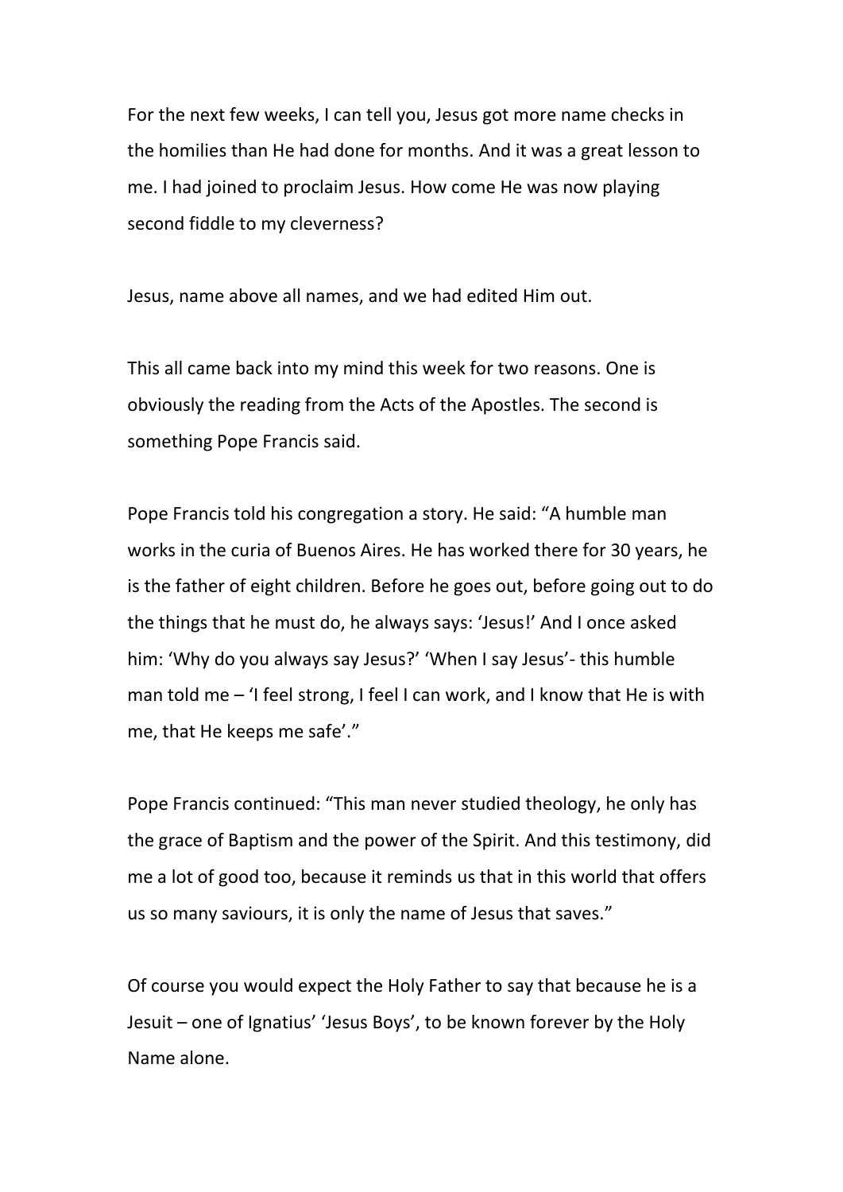For the next few weeks, I can tell you, Jesus got more name checks in the homilies than He had done for months. And it was a great lesson to me. I had joined to proclaim Jesus. How come He was now playing second fiddle to my cleverness?

Jesus, name above all names, and we had edited Him out.

This all came back into my mind this week for two reasons. One is obviously the reading from the Acts of the Apostles. The second is something Pope Francis said.

Pope Francis told his congregation a story. He said: "A humble man works in the curia of Buenos Aires. He has worked there for 30 years, he is the father of eight children. Before he goes out, before going out to do the things that he must do, he always says: 'Jesus!' And I once asked him: 'Why do you always say Jesus?' 'When I say Jesus'- this humble man told me – 'I feel strong, I feel I can work, and I know that He is with me, that He keeps me safe'."

Pope Francis continued: "This man never studied theology, he only has the grace of Baptism and the power of the Spirit. And this testimony, did me a lot of good too, because it reminds us that in this world that offers us so many saviours, it is only the name of Jesus that saves."

Of course you would expect the Holy Father to say that because he is a Jesuit – one of Ignatius' 'Jesus Boys', to be known forever by the Holy Name alone.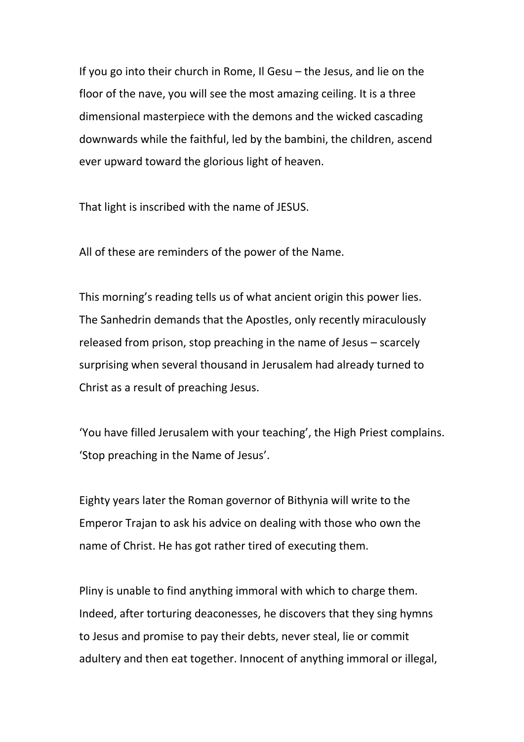If you go into their church in Rome, Il Gesu – the Jesus, and lie on the floor of the nave, you will see the most amazing ceiling. It is a three dimensional masterpiece with the demons and the wicked cascading downwards while the faithful, led by the bambini, the children, ascend ever upward toward the glorious light of heaven.

That light is inscribed with the name of JESUS.

All of these are reminders of the power of the Name.

This morning's reading tells us of what ancient origin this power lies. The Sanhedrin demands that the Apostles, only recently miraculously released from prison, stop preaching in the name of Jesus – scarcely surprising when several thousand in Jerusalem had already turned to Christ as a result of preaching Jesus.

'You have filled Jerusalem with your teaching', the High Priest complains. 'Stop preaching in the Name of Jesus'.

Eighty years later the Roman governor of Bithynia will write to the Emperor Trajan to ask his advice on dealing with those who own the name of Christ. He has got rather tired of executing them.

Pliny is unable to find anything immoral with which to charge them. Indeed, after torturing deaconesses, he discovers that they sing hymns to Jesus and promise to pay their debts, never steal, lie or commit adultery and then eat together. Innocent of anything immoral or illegal,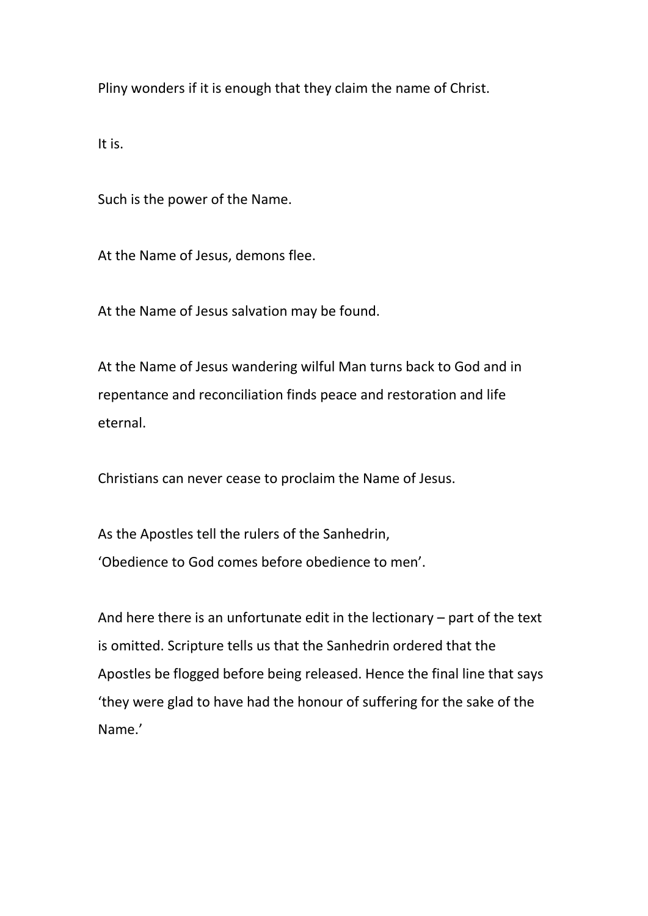Pliny wonders if it is enough that they claim the name of Christ.

It is.

Such is the power of the Name.

At the Name of Jesus, demons flee.

At the Name of Jesus salvation may be found.

At the Name of Jesus wandering wilful Man turns back to God and in repentance and reconciliation finds peace and restoration and life eternal.

Christians can never cease to proclaim the Name of Jesus.

As the Apostles tell the rulers of the Sanhedrin,
'Obedience to God comes before obedience to men'.

And here there is an unfortunate edit in the lectionary – part of the text is omitted. Scripture tells us that the Sanhedrin ordered that the Apostles be flogged before being released. Hence the final line that says 'they were glad to have had the honour of suffering for the sake of the Name.'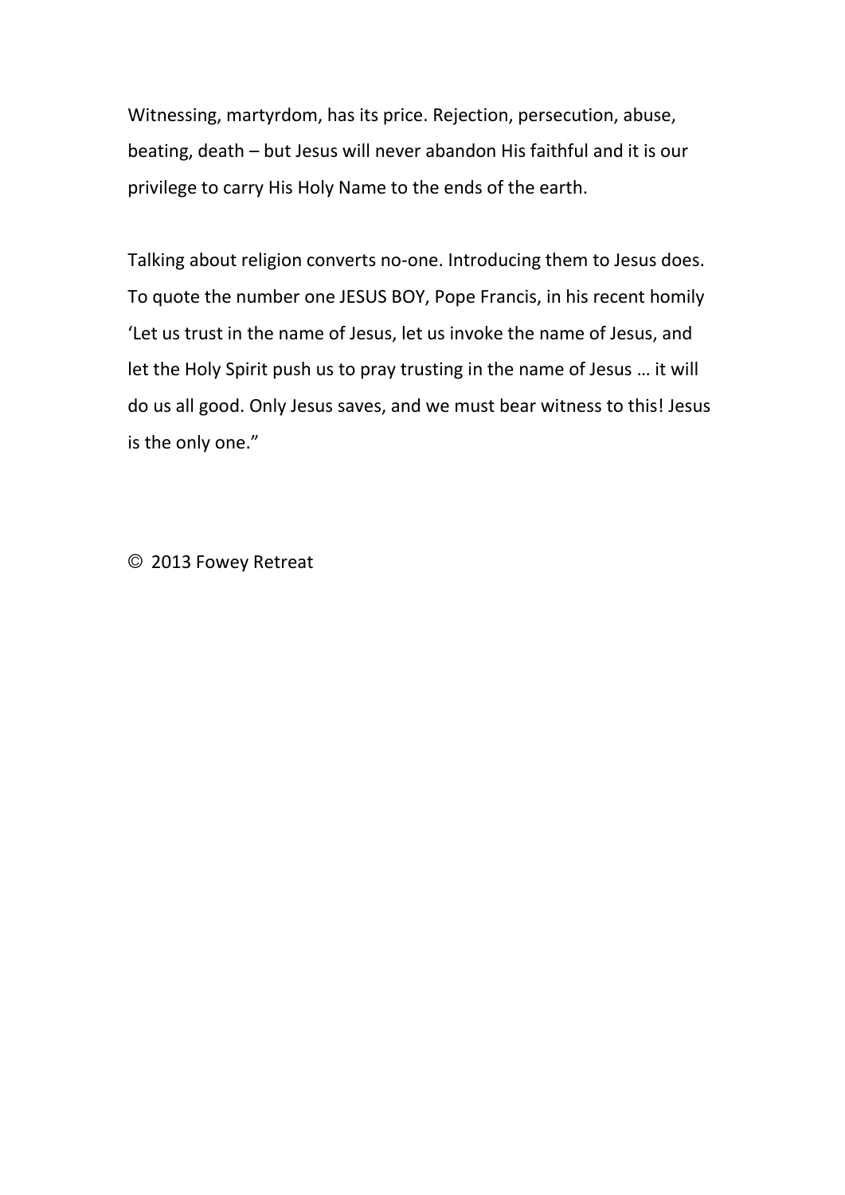Witnessing, martyrdom, has its price. Rejection, persecution, abuse, beating, death – but Jesus will never abandon His faithful and it is our privilege to carry His Holy Name to the ends of the earth.

Talking about religion converts no-one. Introducing them to Jesus does. To quote the number one JESUS BOY, Pope Francis, in his recent homily 'Let us trust in the name of Jesus, let us invoke the name of Jesus, and let the Holy Spirit push us to pray trusting in the name of Jesus … it will do us all good. Only Jesus saves, and we must bear witness to this! Jesus is the only one."

© 2013 Fowey Retreat